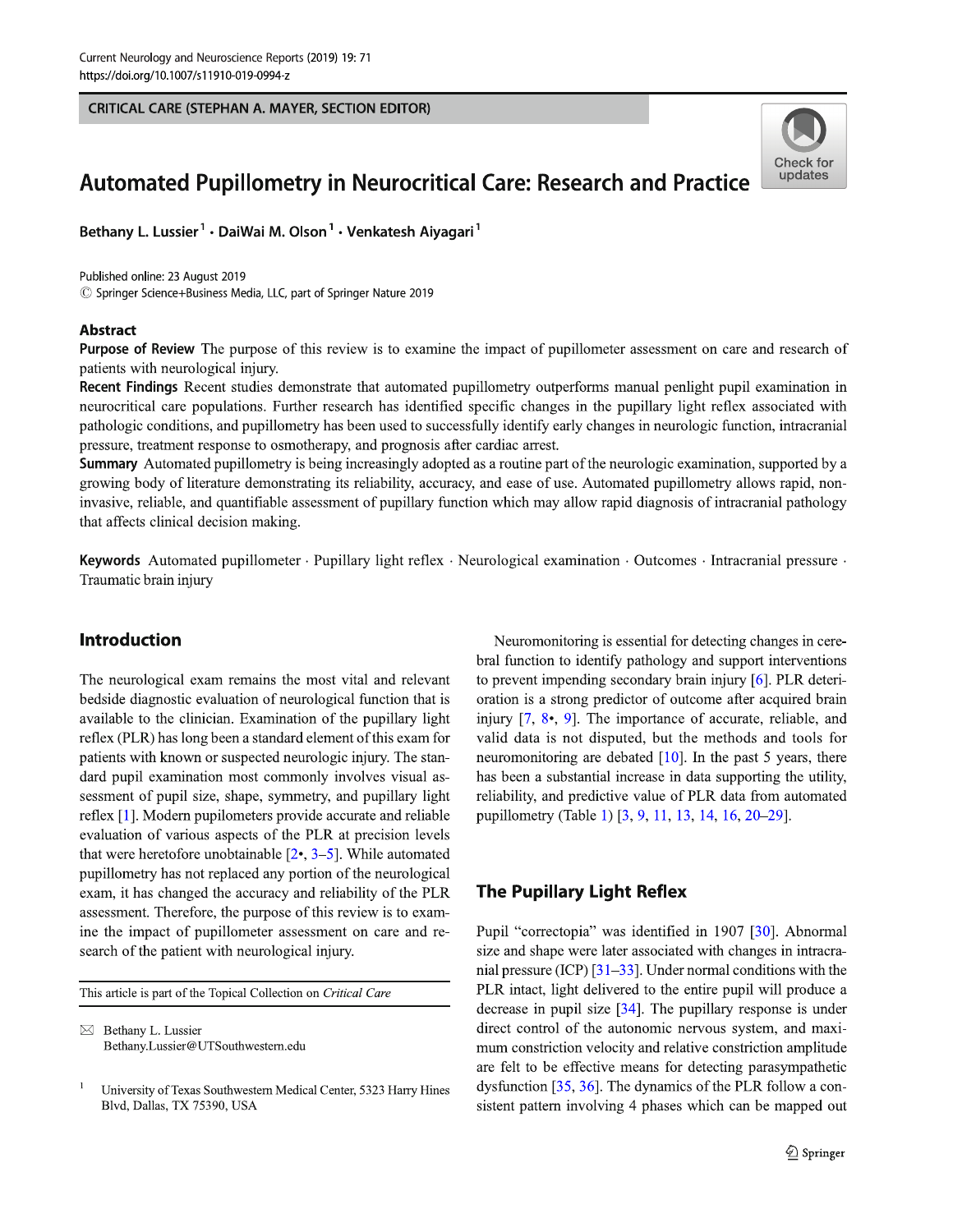CRITICAL CARE (STEPHAN A. MAYER, SECTION EDITOR)

# Automated Pupillometry in Neurocritical Care: Research and Practice

Bethany L. Lussier[1] · DaiWai M. Olson[1] · Venkatesh Aiyagari[1]

Published online: 23 August 2019
© Springer Science+Business Media, LLC, part of Springer Nature 2019

## Abstract

**Purpose of Review** The purpose of this review is to examine the impact of pupillometer assessment on care and research of patients with neurological injury.

**Recent Findings** Recent studies demonstrate that automated pupillometry outperforms manual penlight pupil examination in neurocritical care populations. Further research has identified specific changes in the pupillary light reflex associated with pathologic conditions, and pupillometry has been used to successfully identify early changes in neurologic function, intracranial pressure, treatment response to osmotherapy, and prognosis after cardiac arrest.

**Summary** Automated pupillometry is being increasingly adopted as a routine part of the neurologic examination, supported by a growing body of literature demonstrating its reliability, accuracy, and ease of use. Automated pupillometry allows rapid, non-invasive, reliable, and quantifiable assessment of pupillary function which may allow rapid diagnosis of intracranial pathology that affects clinical decision making.

**Keywords** Automated pupillometer · Pupillary light reflex · Neurological examination · Outcomes · Intracranial pressure · Traumatic brain injury

## Introduction

The neurological exam remains the most vital and relevant bedside diagnostic evaluation of neurological function that is available to the clinician. Examination of the pupillary light reflex (PLR) has long been a standard element of this exam for patients with known or suspected neurologic injury. The standard pupil examination most commonly involves visual assessment of pupil size, shape, symmetry, and pupillary light reflex [1]. Modern pupilometers provide accurate and reliable evaluation of various aspects of the PLR at precision levels that were heretofore unobtainable [2•, 3–5]. While automated pupillometry has not replaced any portion of the neurological exam, it has changed the accuracy and reliability of the PLR assessment. Therefore, the purpose of this review is to examine the impact of pupillometer assessment on care and research of the patient with neurological injury.

Neuromonitoring is essential for detecting changes in cerebral function to identify pathology and support interventions to prevent impending secondary brain injury [6]. PLR deterioration is a strong predictor of outcome after acquired brain injury [7, 8•, 9]. The importance of accurate, reliable, and valid data is not disputed, but the methods and tools for neuromonitoring are debated [10]. In the past 5 years, there has been a substantial increase in data supporting the utility, reliability, and predictive value of PLR data from automated pupillometry (Table 1) [3, 9, 11, 13, 14, 16, 20–29].

## The Pupillary Light Reflex

Pupil "correctopia" was identified in 1907 [30]. Abnormal size and shape were later associated with changes in intracranial pressure (ICP) [31–33]. Under normal conditions with the PLR intact, light delivered to the entire pupil will produce a decrease in pupil size [34]. The pupillary response is under direct control of the autonomic nervous system, and maximum constriction velocity and relative constriction amplitude are felt to be effective means for detecting parasympathetic dysfunction [35, 36]. The dynamics of the PLR follow a consistent pattern involving 4 phases which can be mapped out

---

This article is part of the Topical Collection on *Critical Care*

✉ Bethany L. Lussier
Bethany.Lussier@UTSouthwestern.edu

[1] University of Texas Southwestern Medical Center, 5323 Harry Hines Blvd, Dallas, TX 75390, USA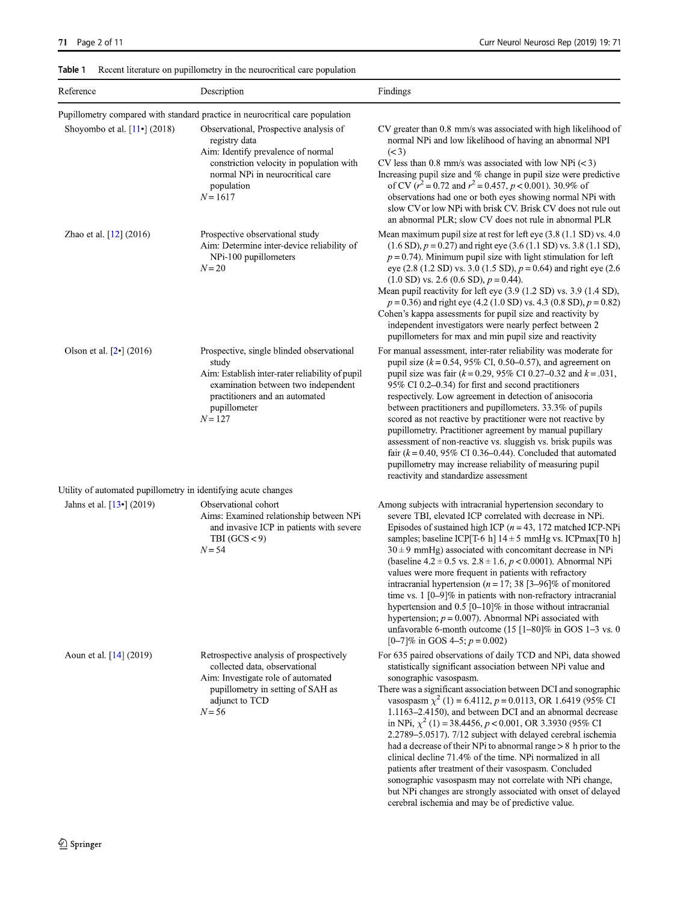**Table 1** Recent literature on pupillometry in the neurocritical care population

| Reference | Description | Findings |
|---|---|---|
| *Pupillometry compared with standard practice in neurocritical care population* | | |
| Shoyombo et al. [11•] (2018) | Observational, Prospective analysis of registry data<br>Aim: Identify prevalence of normal constriction velocity in population with normal NPi in neurocritical care population<br>$N = 1617$ | CV greater than 0.8 mm/s was associated with high likelihood of normal NPi and low likelihood of having an abnormal NPI (< 3)<br>CV less than 0.8 mm/s was associated with low NPi (< 3)<br>Increasing pupil size and % change in pupil size were predictive of CV ($r^2 = 0.72$ and $r^2 = 0.457$, $p < 0.001$). 30.9% of observations had one or both eyes showing normal NPi with slow CV or low NPi with brisk CV. Brisk CV does not rule out an abnormal PLR; slow CV does not rule in abnormal PLR |
| Zhao et al. [12] (2016) | Prospective observational study<br>Aim: Determine inter-device reliability of NPi-100 pupillometers<br>$N = 20$ | Mean maximum pupil size at rest for left eye (3.8 (1.1 SD) vs. 4.0 (1.6 SD), $p = 0.27$) and right eye (3.6 (1.1 SD) vs. 3.8 (1.1 SD), $p = 0.74$). Minimum pupil size with light stimulation for left eye (2.8 (1.2 SD) vs. 3.0 (1.5 SD), $p = 0.64$) and right eye (2.6 (1.0 SD) vs. 2.6 (0.6 SD), $p = 0.44$).<br>Mean pupil reactivity for left eye (3.9 (1.2 SD) vs. 3.9 (1.4 SD), $p = 0.36$) and right eye (4.2 (1.0 SD) vs. 4.3 (0.8 SD), $p = 0.82$)<br>Cohen's kappa assessments for pupil size and reactivity by independent investigators were nearly perfect between 2 pupillometers for max and min pupil size and reactivity |
| Olson et al. [2•] (2016) | Prospective, single blinded observational study<br>Aim: Establish inter-rater reliability of pupil examination between two independent practitioners and an automated pupillometer<br>$N = 127$ | For manual assessment, inter-rater reliability was moderate for pupil size ($k = 0.54$, 95% CI, 0.50–0.57), and agreement on pupil size was fair ($k = 0.29$, 95% CI 0.27–0.32 and $k = .031$, 95% CI 0.2–0.34) for first and second practitioners respectively. Low agreement in detection of anisocoria between practitioners and pupillometers. 33.3% of pupils scored as not reactive by practitioner were not reactive by pupillometry. Practitioner agreement by manual pupillary assessment of non-reactive vs. sluggish vs. brisk pupils was fair ($k = 0.40$, 95% CI 0.36–0.44). Concluded that automated pupillometry may increase reliability of measuring pupil reactivity and standardize assessment |
| *Utility of automated pupillometry in identifying acute changes* | | |
| Jahns et al. [13•] (2019) | Observational cohort<br>Aims: Examined relationship between NPi and invasive ICP in patients with severe TBI (GCS < 9)<br>$N = 54$ | Among subjects with intracranial hypertension secondary to severe TBI, elevated ICP correlated with decrease in NPi. Episodes of sustained high ICP ($n = 43$, 172 matched ICP-NPi samples; baseline ICP[T-6 h] 14 ± 5 mmHg vs. ICPmax[T0 h] 30 ± 9 mmHg) associated with concomitant decrease in NPi (baseline 4.2 ± 0.5 vs. 2.8 ± 1.6, $p < 0.0001$). Abnormal NPi values were more frequent in patients with refractory intracranial hypertension ($n = 17$; 38 [3–96]% of monitored time vs. 1 [0–9]% in patients with non-refractory intracranial hypertension and 0.5 [0–10]% in those without intracranial hypertension; $p = 0.007$). Abnormal NPi associated with unfavorable 6-month outcome (15 [1–80]% in GOS 1–3 vs. 0 [0–7]% in GOS 4–5; $p = 0.002$) |
| Aoun et al. [14] (2019) | Retrospective analysis of prospectively collected data, observational<br>Aim: Investigate role of automated pupillometry in setting of SAH as adjunct to TCD<br>$N = 56$ | For 635 paired observations of daily TCD and NPi, data showed statistically significant association between NPi value and sonographic vasospasm.<br>There was a significant association between DCI and sonographic vasospasm $\chi^2$ (1) = 6.4112, $p = 0.0113$, OR 1.6419 (95% CI 1.1163–2.4150), and between DCI and an abnormal decrease in NPi, $\chi^2$ (1) = 38.4456, $p < 0.001$, OR 3.3930 (95% CI 2.2789–5.0517). 7/12 subject with delayed cerebral ischemia had a decrease of their NPi to abnormal range > 8 h prior to the clinical decline 71.4% of the time. NPi normalized in all patients after treatment of their vasospasm. Concluded sonographic vasospasm may not correlate with NPi change, but NPi changes are strongly associated with onset of delayed cerebral ischemia and may be of predictive value. |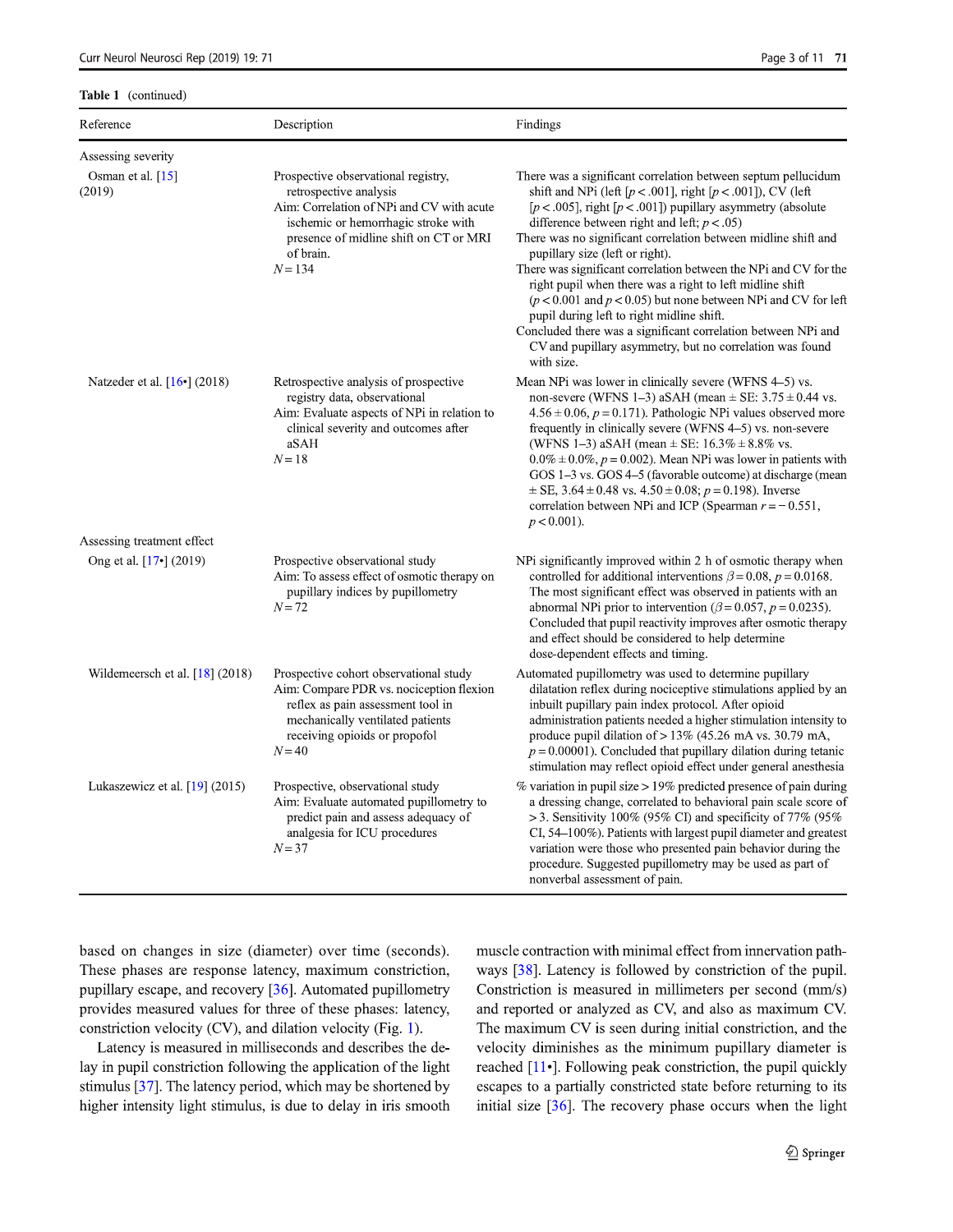**Table 1** (continued)

| Reference | Description | Findings |
|---|---|---|
| Assessing severity | | |
| Osman et al. [15] (2019) | Prospective observational registry, retrospective analysis<br>Aim: Correlation of NPi and CV with acute ischemic or hemorrhagic stroke with presence of midline shift on CT or MRI of brain.<br>$N = 134$ | There was a significant correlation between septum pellucidum shift and NPi (left [$p < .001$], right [$p < .001$]), CV (left [$p < .005$], right [$p < .001$]) pupillary asymmetry (absolute difference between right and left; $p < .05$)<br>There was no significant correlation between midline shift and pupillary size (left or right).<br>There was significant correlation between the NPi and CV for the right pupil when there was a right to left midline shift ($p < 0.001$ and $p < 0.05$) but none between NPi and CV for left pupil during left to right midline shift.<br>Concluded there was a significant correlation between NPi and CV and pupillary asymmetry, but no correlation was found with size. |
| Natzeder et al. [16•] (2018) | Retrospective analysis of prospective registry data, observational<br>Aim: Evaluate aspects of NPi in relation to clinical severity and outcomes after aSAH<br>$N = 18$ | Mean NPi was lower in clinically severe (WFNS 4–5) vs. non-severe (WFNS 1–3) aSAH (mean ± SE: $3.75 \pm 0.44$ vs. $4.56 \pm 0.06$, $p = 0.171$). Pathologic NPi values observed more frequently in clinically severe (WFNS 4–5) vs. non-severe (WFNS 1–3) aSAH (mean ± SE: $16.3\% \pm 8.8\%$ vs. $0.0\% \pm 0.0\%$, $p = 0.002$). Mean NPi was lower in patients with GOS 1–3 vs. GOS 4–5 (favorable outcome) at discharge (mean ± SE, $3.64 \pm 0.48$ vs. $4.50 \pm 0.08$; $p = 0.198$). Inverse correlation between NPi and ICP (Spearman $r = -0.551$, $p < 0.001$). |
| Assessing treatment effect | | |
| Ong et al. [17•] (2019) | Prospective observational study<br>Aim: To assess effect of osmotic therapy on pupillary indices by pupillometry<br>$N = 72$ | NPi significantly improved within 2 h of osmotic therapy when controlled for additional interventions $\beta = 0.08$, $p = 0.0168$. The most significant effect was observed in patients with an abnormal NPi prior to intervention ($\beta = 0.057$, $p = 0.0235$). Concluded that pupil reactivity improves after osmotic therapy and effect should be considered to help determine dose-dependent effects and timing. |
| Wildemeersch et al. [18] (2018) | Prospective cohort observational study<br>Aim: Compare PDR vs. nociception flexion reflex as pain assessment tool in mechanically ventilated patients receiving opioids or propofol<br>$N = 40$ | Automated pupillometry was used to determine pupillary dilatation reflex during nociceptive stimulations applied by an inbuilt pupillary pain index protocol. After opioid administration patients needed a higher stimulation intensity to produce pupil dilation of > 13% (45.26 mA vs. 30.79 mA, $p = 0.00001$). Concluded that pupillary dilation during tetanic stimulation may reflect opioid effect under general anesthesia |
| Lukaszewicz et al. [19] (2015) | Prospective, observational study<br>Aim: Evaluate automated pupillometry to predict pain and assess adequacy of analgesia for ICU procedures<br>$N = 37$ | % variation in pupil size > 19% predicted presence of pain during a dressing change, correlated to behavioral pain scale score of > 3. Sensitivity 100% (95% CI) and specificity of 77% (95% CI, 54–100%). Patients with largest pupil diameter and greatest variation were those who presented pain behavior during the procedure. Suggested pupillometry may be used as part of nonverbal assessment of pain. |

based on changes in size (diameter) over time (seconds). These phases are response latency, maximum constriction, pupillary escape, and recovery [36]. Automated pupillometry provides measured values for three of these phases: latency, constriction velocity (CV), and dilation velocity (Fig. 1).

Latency is measured in milliseconds and describes the delay in pupil constriction following the application of the light stimulus [37]. The latency period, which may be shortened by higher intensity light stimulus, is due to delay in iris smooth muscle contraction with minimal effect from innervation pathways [38]. Latency is followed by constriction of the pupil. Constriction is measured in millimeters per second (mm/s) and reported or analyzed as CV, and also as maximum CV. The maximum CV is seen during initial constriction, and the velocity diminishes as the minimum pupillary diameter is reached [11•]. Following peak constriction, the pupil quickly escapes to a partially constricted state before returning to its initial size [36]. The recovery phase occurs when the light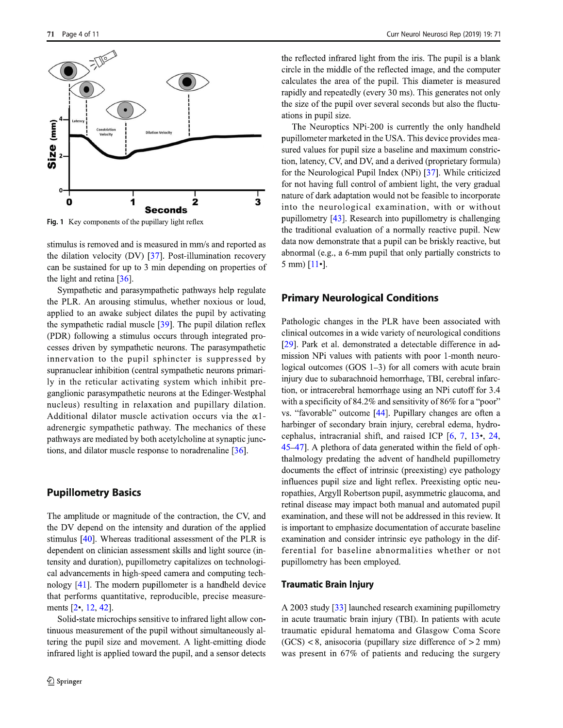Fig. 1 Key components of the pupillary light reflex

stimulus is removed and is measured in mm/s and reported as the dilation velocity (DV) [37]. Post-illumination recovery can be sustained for up to 3 min depending on properties of the light and retina [36].

Sympathetic and parasympathetic pathways help regulate the PLR. An arousing stimulus, whether noxious or loud, applied to an awake subject dilates the pupil by activating the sympathetic radial muscle [39]. The pupil dilation reflex (PDR) following a stimulus occurs through integrated processes driven by sympathetic neurons. The parasympathetic innervation to the pupil sphincter is suppressed by supranuclear inhibition (central sympathetic neurons primarily in the reticular activating system which inhibit preganglionic parasympathetic neurons at the Edinger-Westphal nucleus) resulting in relaxation and pupillary dilation. Additional dilator muscle activation occurs via the α1-adrenergic sympathetic pathway. The mechanics of these pathways are mediated by both acetylcholine at synaptic junctions, and dilator muscle response to noradrenaline [36].

## Pupillometry Basics

The amplitude or magnitude of the contraction, the CV, and the DV depend on the intensity and duration of the applied stimulus [40]. Whereas traditional assessment of the PLR is dependent on clinician assessment skills and light source (intensity and duration), pupillometry capitalizes on technological advancements in high-speed camera and computing technology [41]. The modern pupillometer is a handheld device that performs quantitative, reproducible, precise measurements [2•, 12, 42].

Solid-state microchips sensitive to infrared light allow continuous measurement of the pupil without simultaneously altering the pupil size and movement. A light-emitting diode infrared light is applied toward the pupil, and a sensor detects the reflected infrared light from the iris. The pupil is a blank circle in the middle of the reflected image, and the computer calculates the area of the pupil. This diameter is measured rapidly and repeatedly (every 30 ms). This generates not only the size of the pupil over several seconds but also the fluctuations in pupil size.

The Neuroptics NPi-200 is currently the only handheld pupillometer marketed in the USA. This device provides measured values for pupil size a baseline and maximum constriction, latency, CV, and DV, and a derived (proprietary formula) for the Neurological Pupil Index (NPi) [37]. While criticized for not having full control of ambient light, the very gradual nature of dark adaptation would not be feasible to incorporate into the neurological examination, with or without pupillometry [43]. Research into pupillometry is challenging the traditional evaluation of a normally reactive pupil. New data now demonstrate that a pupil can be briskly reactive, but abnormal (e.g., a 6-mm pupil that only partially constricts to 5 mm) [11•].

## Primary Neurological Conditions

Pathologic changes in the PLR have been associated with clinical outcomes in a wide variety of neurological conditions [29]. Park et al. demonstrated a detectable difference in admission NPi values with patients with poor 1-month neurological outcomes (GOS 1–3) for all comers with acute brain injury due to subarachnoid hemorrhage, TBI, cerebral infarction, or intracerebral hemorrhage using an NPi cutoff for 3.4 with a specificity of 84.2% and sensitivity of 86% for a "poor" vs. "favorable" outcome [44]. Pupillary changes are often a harbinger of secondary brain injury, cerebral edema, hydrocephalus, intracranial shift, and raised ICP [6, 7, 13•, 24, 45–47]. A plethora of data generated within the field of ophthalmology predating the advent of handheld pupillometry documents the effect of intrinsic (preexisting) eye pathology influences pupil size and light reflex. Preexisting optic neuropathies, Argyll Robertson pupil, asymmetric glaucoma, and retinal disease may impact both manual and automated pupil examination, and these will not be addressed in this review. It is important to emphasize documentation of accurate baseline examination and consider intrinsic eye pathology in the differential for baseline abnormalities whether or not pupillometry has been employed.

### Traumatic Brain Injury

A 2003 study [33] launched research examining pupillometry in acute traumatic brain injury (TBI). In patients with acute traumatic epidural hematoma and Glasgow Coma Score (GCS) < 8, anisocoria (pupillary size difference of > 2 mm) was present in 67% of patients and reducing the surgery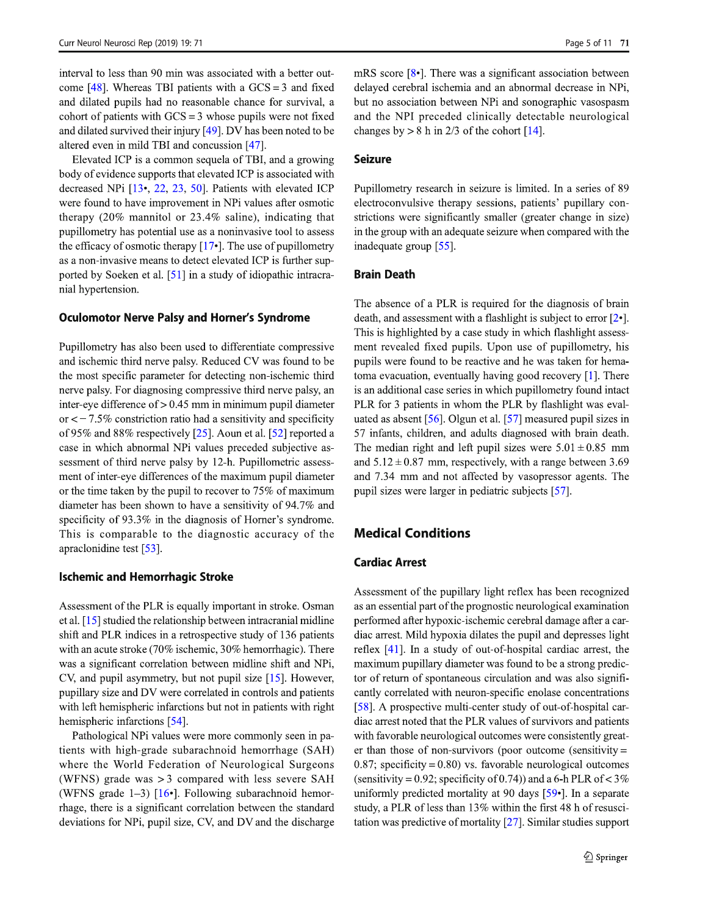interval to less than 90 min was associated with a better outcome [48]. Whereas TBI patients with a GCS = 3 and fixed and dilated pupils had no reasonable chance for survival, a cohort of patients with GCS = 3 whose pupils were not fixed and dilated survived their injury [49]. DV has been noted to be altered even in mild TBI and concussion [47].

Elevated ICP is a common sequela of TBI, and a growing body of evidence supports that elevated ICP is associated with decreased NPi [13•, 22, 23, 50]. Patients with elevated ICP were found to have improvement in NPi values after osmotic therapy (20% mannitol or 23.4% saline), indicating that pupillometry has potential use as a noninvasive tool to assess the efficacy of osmotic therapy [17•]. The use of pupillometry as a non-invasive means to detect elevated ICP is further supported by Soeken et al. [51] in a study of idiopathic intracranial hypertension.

### Oculomotor Nerve Palsy and Horner's Syndrome

Pupillometry has also been used to differentiate compressive and ischemic third nerve palsy. Reduced CV was found to be the most specific parameter for detecting non-ischemic third nerve palsy. For diagnosing compressive third nerve palsy, an inter-eye difference of > 0.45 mm in minimum pupil diameter or < − 7.5% constriction ratio had a sensitivity and specificity of 95% and 88% respectively [25]. Aoun et al. [52] reported a case in which abnormal NPi values preceded subjective assessment of third nerve palsy by 12-h. Pupillometric assessment of inter-eye differences of the maximum pupil diameter or the time taken by the pupil to recover to 75% of maximum diameter has been shown to have a sensitivity of 94.7% and specificity of 93.3% in the diagnosis of Horner's syndrome. This is comparable to the diagnostic accuracy of the apraclonidine test [53].

### Ischemic and Hemorrhagic Stroke

Assessment of the PLR is equally important in stroke. Osman et al. [15] studied the relationship between intracranial midline shift and PLR indices in a retrospective study of 136 patients with an acute stroke (70% ischemic, 30% hemorrhagic). There was a significant correlation between midline shift and NPi, CV, and pupil asymmetry, but not pupil size [15]. However, pupillary size and DV were correlated in controls and patients with left hemispheric infarctions but not in patients with right hemispheric infarctions [54].

Pathological NPi values were more commonly seen in patients with high-grade subarachnoid hemorrhage (SAH) where the World Federation of Neurological Surgeons (WFNS) grade was > 3 compared with less severe SAH (WFNS grade 1–3) [16•]. Following subarachnoid hemorrhage, there is a significant correlation between the standard deviations for NPi, pupil size, CV, and DV and the discharge mRS score [8•]. There was a significant association between delayed cerebral ischemia and an abnormal decrease in NPi, but no association between NPi and sonographic vasospasm and the NPI preceded clinically detectable neurological changes by > 8 h in 2/3 of the cohort [14].

### Seizure

Pupillometry research in seizure is limited. In a series of 89 electroconvulsive therapy sessions, patients' pupillary constrictions were significantly smaller (greater change in size) in the group with an adequate seizure when compared with the inadequate group [55].

### Brain Death

The absence of a PLR is required for the diagnosis of brain death, and assessment with a flashlight is subject to error [2•]. This is highlighted by a case study in which flashlight assessment revealed fixed pupils. Upon use of pupillometry, his pupils were found to be reactive and he was taken for hematoma evacuation, eventually having good recovery [1]. There is an additional case series in which pupillometry found intact PLR for 3 patients in whom the PLR by flashlight was evaluated as absent [56]. Olgun et al. [57] measured pupil sizes in 57 infants, children, and adults diagnosed with brain death. The median right and left pupil sizes were 5.01 ± 0.85 mm and 5.12 ± 0.87 mm, respectively, with a range between 3.69 and 7.34 mm and not affected by vasopressor agents. The pupil sizes were larger in pediatric subjects [57].

## Medical Conditions

### Cardiac Arrest

Assessment of the pupillary light reflex has been recognized as an essential part of the prognostic neurological examination performed after hypoxic-ischemic cerebral damage after a cardiac arrest. Mild hypoxia dilates the pupil and depresses light reflex [41]. In a study of out-of-hospital cardiac arrest, the maximum pupillary diameter was found to be a strong predictor of return of spontaneous circulation and was also significantly correlated with neuron-specific enolase concentrations [58]. A prospective multi-center study of out-of-hospital cardiac arrest noted that the PLR values of survivors and patients with favorable neurological outcomes were consistently greater than those of non-survivors (poor outcome (sensitivity = 0.87; specificity = 0.80) vs. favorable neurological outcomes (sensitivity = 0.92; specificity of 0.74)) and a 6-h PLR of < 3% uniformly predicted mortality at 90 days [59•]. In a separate study, a PLR of less than 13% within the first 48 h of resuscitation was predictive of mortality [27]. Similar studies support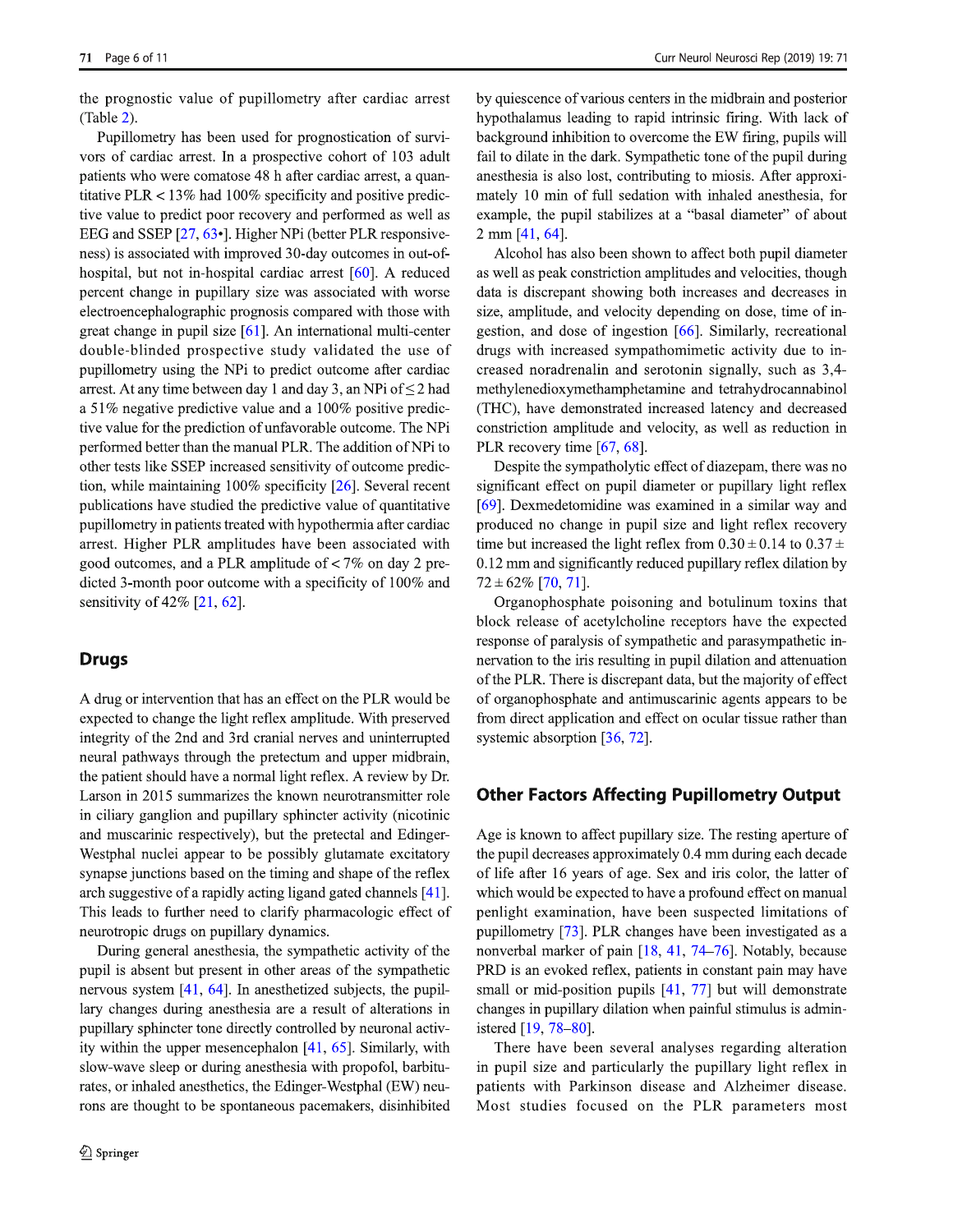the prognostic value of pupillometry after cardiac arrest (Table 2).

Pupillometry has been used for prognostication of survivors of cardiac arrest. In a prospective cohort of 103 adult patients who were comatose 48 h after cardiac arrest, a quantitative PLR < 13% had 100% specificity and positive predictive value to predict poor recovery and performed as well as EEG and SSEP [27, 63•]. Higher NPi (better PLR responsiveness) is associated with improved 30-day outcomes in out-of-hospital, but not in-hospital cardiac arrest [60]. A reduced percent change in pupillary size was associated with worse electroencephalographic prognosis compared with those with great change in pupil size [61]. An international multi-center double-blinded prospective study validated the use of pupillometry using the NPi to predict outcome after cardiac arrest. At any time between day 1 and day 3, an NPi of ≤ 2 had a 51% negative predictive value and a 100% positive predictive value for the prediction of unfavorable outcome. The NPi performed better than the manual PLR. The addition of NPi to other tests like SSEP increased sensitivity of outcome prediction, while maintaining 100% specificity [26]. Several recent publications have studied the predictive value of quantitative pupillometry in patients treated with hypothermia after cardiac arrest. Higher PLR amplitudes have been associated with good outcomes, and a PLR amplitude of < 7% on day 2 predicted 3-month poor outcome with a specificity of 100% and sensitivity of 42% [21, 62].

## Drugs

A drug or intervention that has an effect on the PLR would be expected to change the light reflex amplitude. With preserved integrity of the 2nd and 3rd cranial nerves and uninterrupted neural pathways through the pretectum and upper midbrain, the patient should have a normal light reflex. A review by Dr. Larson in 2015 summarizes the known neurotransmitter role in ciliary ganglion and pupillary sphincter activity (nicotinic and muscarinic respectively), but the pretectal and Edinger-Westphal nuclei appear to be possibly glutamate excitatory synapse junctions based on the timing and shape of the reflex arch suggestive of a rapidly acting ligand gated channels [41]. This leads to further need to clarify pharmacologic effect of neurotropic drugs on pupillary dynamics.

During general anesthesia, the sympathetic activity of the pupil is absent but present in other areas of the sympathetic nervous system [41, 64]. In anesthetized subjects, the pupillary changes during anesthesia are a result of alterations in pupillary sphincter tone directly controlled by neuronal activity within the upper mesencephalon [41, 65]. Similarly, with slow-wave sleep or during anesthesia with propofol, barbiturates, or inhaled anesthetics, the Edinger-Westphal (EW) neurons are thought to be spontaneous pacemakers, disinhibited by quiescence of various centers in the midbrain and posterior hypothalamus leading to rapid intrinsic firing. With lack of background inhibition to overcome the EW firing, pupils will fail to dilate in the dark. Sympathetic tone of the pupil during anesthesia is also lost, contributing to miosis. After approximately 10 min of full sedation with inhaled anesthesia, for example, the pupil stabilizes at a "basal diameter" of about 2 mm [41, 64].

Alcohol has also been shown to affect both pupil diameter as well as peak constriction amplitudes and velocities, though data is discrepant showing both increases and decreases in size, amplitude, and velocity depending on dose, time of ingestion, and dose of ingestion [66]. Similarly, recreational drugs with increased sympathomimetic activity due to increased noradrenalin and serotonin signally, such as 3,4-methylenedioxymethamphetamine and tetrahydrocannabinol (THC), have demonstrated increased latency and decreased constriction amplitude and velocity, as well as reduction in PLR recovery time [67, 68].

Despite the sympatholytic effect of diazepam, there was no significant effect on pupil diameter or pupillary light reflex [69]. Dexmedetomidine was examined in a similar way and produced no change in pupil size and light reflex recovery time but increased the light reflex from $0.30 \pm 0.14$ to $0.37 \pm 0.12$ mm and significantly reduced pupillary reflex dilation by $72 \pm 62\%$ [70, 71].

Organophosphate poisoning and botulinum toxins that block release of acetylcholine receptors have the expected response of paralysis of sympathetic and parasympathetic innervation to the iris resulting in pupil dilation and attenuation of the PLR. There is discrepant data, but the majority of effect of organophosphate and antimuscarinic agents appears to be from direct application and effect on ocular tissue rather than systemic absorption [36, 72].

## Other Factors Affecting Pupillometry Output

Age is known to affect pupillary size. The resting aperture of the pupil decreases approximately 0.4 mm during each decade of life after 16 years of age. Sex and iris color, the latter of which would be expected to have a profound effect on manual penlight examination, have been suspected limitations of pupillometry [73]. PLR changes have been investigated as a nonverbal marker of pain [18, 41, 74–76]. Notably, because PRD is an evoked reflex, patients in constant pain may have small or mid-position pupils [41, 77] but will demonstrate changes in pupillary dilation when painful stimulus is administered [19, 78–80].

There have been several analyses regarding alteration in pupil size and particularly the pupillary light reflex in patients with Parkinson disease and Alzheimer disease. Most studies focused on the PLR parameters most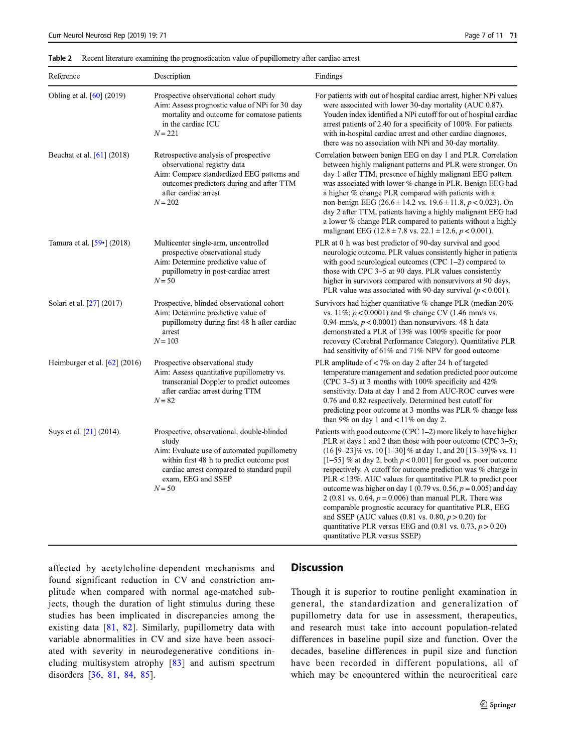**Table 2** Recent literature examining the prognostication value of pupillometry after cardiac arrest

| Reference | Description | Findings |
|---|---|---|
| Obling et al. [60] (2019) | Prospective observational cohort study<br>Aim: Assess prognostic value of NPi for 30 day mortality and outcome for comatose patients in the cardiac ICU<br>$N = 221$ | For patients with out of hospital cardiac arrest, higher NPi values were associated with lower 30-day mortality (AUC 0.87). Youden index identified a NPi cutoff for out of hospital cardiac arrest patients of 2.40 for a specificity of 100%. For patients with in-hospital cardiac arrest and other cardiac diagnoses, there was no association with NPi and 30-day mortality. |
| Beuchat et al. [61] (2018) | Retrospective analysis of prospective observational registry data<br>Aim: Compare standardized EEG patterns and outcomes predictors during and after TTM after cardiac arrest<br>$N = 202$ | Correlation between benign EEG on day 1 and PLR. Correlation between highly malignant patterns and PLR were stronger. On day 1 after TTM, presence of highly malignant EEG pattern was associated with lower % change in PLR. Benign EEG had a higher % change PLR compared with patients with a non-benign EEG ($26.6 \pm 14.2$ vs. $19.6 \pm 11.8$, $p < 0.023$). On day 2 after TTM, patients having a highly malignant EEG had a lower % change PLR compared to patients without a highly malignant EEG ($12.8 \pm 7.8$ vs. $22.1 \pm 12.6$, $p < 0.001$). |
| Tamura et al. [59•] (2018) | Multicenter single-arm, uncontrolled prospective observational study<br>Aim: Determine predictive value of pupillometry in post-cardiac arrest<br>$N = 50$ | PLR at 0 h was best predictor of 90-day survival and good neurologic outcome. PLR values consistently higher in patients with good neurological outcomes (CPC 1–2) compared to those with CPC 3–5 at 90 days. PLR values consistently higher in survivors compared with nonsurvivors at 90 days. PLR value was associated with 90-day survival ($p < 0.001$). |
| Solari et al. [27] (2017) | Prospective, blinded observational cohort<br>Aim: Determine predictive value of pupillometry during first 48 h after cardiac arrest<br>$N = 103$ | Survivors had higher quantitative % change PLR (median 20% vs. 11%; $p < 0.0001$) and % change CV (1.46 mm/s vs. 0.94 mm/s, $p < 0.0001$) than nonsurvivors. 48 h data demonstrated a PLR of 13% was 100% specific for poor recovery (Cerebral Performance Category). Quantitative PLR had sensitivity of 61% and 71% NPV for good outcome |
| Heimburger et al. [62] (2016) | Prospective observational study<br>Aim: Assess quantitative pupillometry vs. transcranial Doppler to predict outcomes after cardiac arrest during TTM<br>$N = 82$ | PLR amplitude of < 7% on day 2 after 24 h of targeted temperature management and sedation predicted poor outcome (CPC 3–5) at 3 months with 100% specificity and 42% sensitivity. Data at day 1 and 2 from AUC-ROC curves were 0.76 and 0.82 respectively. Determined best cutoff for predicting poor outcome at 3 months was PLR % change less than 9% on day 1 and < 11% on day 2. |
| Suys et al. [21] (2014). | Prospective, observational, double-blinded study<br>Aim: Evaluate use of automated pupillometry within first 48 h to predict outcome post cardiac arrest compared to standard pupil exam, EEG and SSEP<br>$N = 50$ | Patients with good outcome (CPC 1–2) more likely to have higher PLR at days 1 and 2 than those with poor outcome (CPC 3–5); (16 [9–23]% vs. 10 [1–30] % at day 1, and 20 [13–39]% vs. 11 [1–55] % at day 2, both $p < 0.001$] for good vs. poor outcome respectively. A cutoff for outcome prediction was % change in PLR < 13%. AUC values for quantitative PLR to predict poor outcome was higher on day 1 (0.79 vs. 0.56, $p = 0.005$) and day 2 (0.81 vs. 0.64, $p = 0.006$) than manual PLR. There was comparable prognostic accuracy for quantitative PLR, EEG and SSEP (AUC values (0.81 vs. 0.80, $p > 0.20$) for quantitative PLR versus EEG and (0.81 vs. 0.73, $p > 0.20$) quantitative PLR versus SSEP) |

affected by acetylcholine-dependent mechanisms and found significant reduction in CV and constriction amplitude when compared with normal age-matched subjects, though the duration of light stimulus during these studies has been implicated in discrepancies among the existing data [81, 82]. Similarly, pupillometry data with variable abnormalities in CV and size have been associated with severity in neurodegenerative conditions including multisystem atrophy [83] and autism spectrum disorders [36, 81, 84, 85].

## Discussion

Though it is superior to routine penlight examination in general, the standardization and generalization of pupillometry data for use in assessment, therapeutics, and research must take into account population-related differences in baseline pupil size and function. Over the decades, baseline differences in pupil size and function have been recorded in different populations, all of which may be encountered within the neurocritical care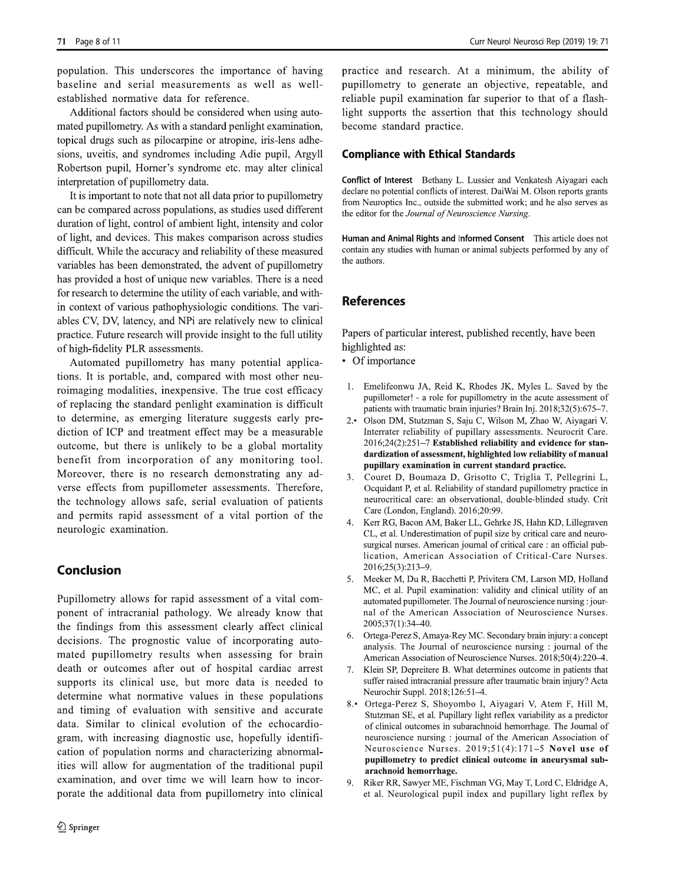population. This underscores the importance of having baseline and serial measurements as well as well-established normative data for reference.

Additional factors should be considered when using automated pupillometry. As with a standard penlight examination, topical drugs such as pilocarpine or atropine, iris-lens adhesions, uveitis, and syndromes including Adie pupil, Argyll Robertson pupil, Horner's syndrome etc. may alter clinical interpretation of pupillometry data.

It is important to note that not all data prior to pupillometry can be compared across populations, as studies used different duration of light, control of ambient light, intensity and color of light, and devices. This makes comparison across studies difficult. While the accuracy and reliability of these measured variables has been demonstrated, the advent of pupillometry has provided a host of unique new variables. There is a need for research to determine the utility of each variable, and within context of various pathophysiologic conditions. The variables CV, DV, latency, and NPi are relatively new to clinical practice. Future research will provide insight to the full utility of high-fidelity PLR assessments.

Automated pupillometry has many potential applications. It is portable, and, compared with most other neuroimaging modalities, inexpensive. The true cost efficacy of replacing the standard penlight examination is difficult to determine, as emerging literature suggests early prediction of ICP and treatment effect may be a measurable outcome, but there is unlikely to be a global mortality benefit from incorporation of any monitoring tool. Moreover, there is no research demonstrating any adverse effects from pupillometer assessments. Therefore, the technology allows safe, serial evaluation of patients and permits rapid assessment of a vital portion of the neurologic examination.

## Conclusion

Pupillometry allows for rapid assessment of a vital component of intracranial pathology. We already know that the findings from this assessment clearly affect clinical decisions. The prognostic value of incorporating automated pupillometry results when assessing for brain death or outcomes after out of hospital cardiac arrest supports its clinical use, but more data is needed to determine what normative values in these populations and timing of evaluation with sensitive and accurate data. Similar to clinical evolution of the echocardiogram, with increasing diagnostic use, hopefully identification of population norms and characterizing abnormalities will allow for augmentation of the traditional pupil examination, and over time we will learn how to incorporate the additional data from pupillometry into clinical practice and research. At a minimum, the ability of pupillometry to generate an objective, repeatable, and reliable pupil examination far superior to that of a flashlight supports the assertion that this technology should become standard practice.

## Compliance with Ethical Standards

**Conflict of Interest** Bethany L. Lussier and Venkatesh Aiyagari each declare no potential conflicts of interest. DaiWai M. Olson reports grants from Neuroptics Inc., outside the submitted work; and he also serves as the editor for the *Journal of Neuroscience Nursing*.

**Human and Animal Rights and Informed Consent** This article does not contain any studies with human or animal subjects performed by any of the authors.

## References

Papers of particular interest, published recently, have been highlighted as:

- • Of importance

1. Emelifeonwu JA, Reid K, Rhodes JK, Myles L. Saved by the pupillometer! - a role for pupillometry in the acute assessment of patients with traumatic brain injuries? Brain Inj. 2018;32(5):675–7.
2. • Olson DM, Stutzman S, Saju C, Wilson M, Zhao W, Aiyagari V. Interrater reliability of pupillary assessments. Neurocrit Care. 2016;24(2):251–7 **Established reliability and evidence for standardization of assessment, highlighted low reliability of manual pupillary examination in current standard practice.**
3. Couret D, Boumaza D, Grisotto C, Triglia T, Pellegrini L, Ocquidant P, et al. Reliability of standard pupillometry practice in neurocritical care: an observational, double-blinded study. Crit Care (London, England). 2016;20:99.
4. Kerr RG, Bacon AM, Baker LL, Gehrke JS, Hahn KD, Lillegraven CL, et al. Underestimation of pupil size by critical care and neurosurgical nurses. American journal of critical care : an official publication, American Association of Critical-Care Nurses. 2016;25(3):213–9.
5. Meeker M, Du R, Bacchetti P, Privitera CM, Larson MD, Holland MC, et al. Pupil examination: validity and clinical utility of an automated pupillometer. The Journal of neuroscience nursing : journal of the American Association of Neuroscience Nurses. 2005;37(1):34–40.
6. Ortega-Perez S, Amaya-Rey MC. Secondary brain injury: a concept analysis. The Journal of neuroscience nursing : journal of the American Association of Neuroscience Nurses. 2018;50(4):220–4.
7. Klein SP, Depreitere B. What determines outcome in patients that suffer raised intracranial pressure after traumatic brain injury? Acta Neurochir Suppl. 2018;126:51–4.
8. • Ortega-Perez S, Shoyombo I, Aiyagari V, Atem F, Hill M, Stutzman SE, et al. Pupillary light reflex variability as a predictor of clinical outcomes in subarachnoid hemorrhage. The Journal of neuroscience nursing : journal of the American Association of Neuroscience Nurses. 2019;51(4):171–5 **Novel use of pupillometry to predict clinical outcome in aneurysmal subarachnoid hemorrhage.**
9. Riker RR, Sawyer ME, Fischman VG, May T, Lord C, Eldridge A, et al. Neurological pupil index and pupillary light reflex by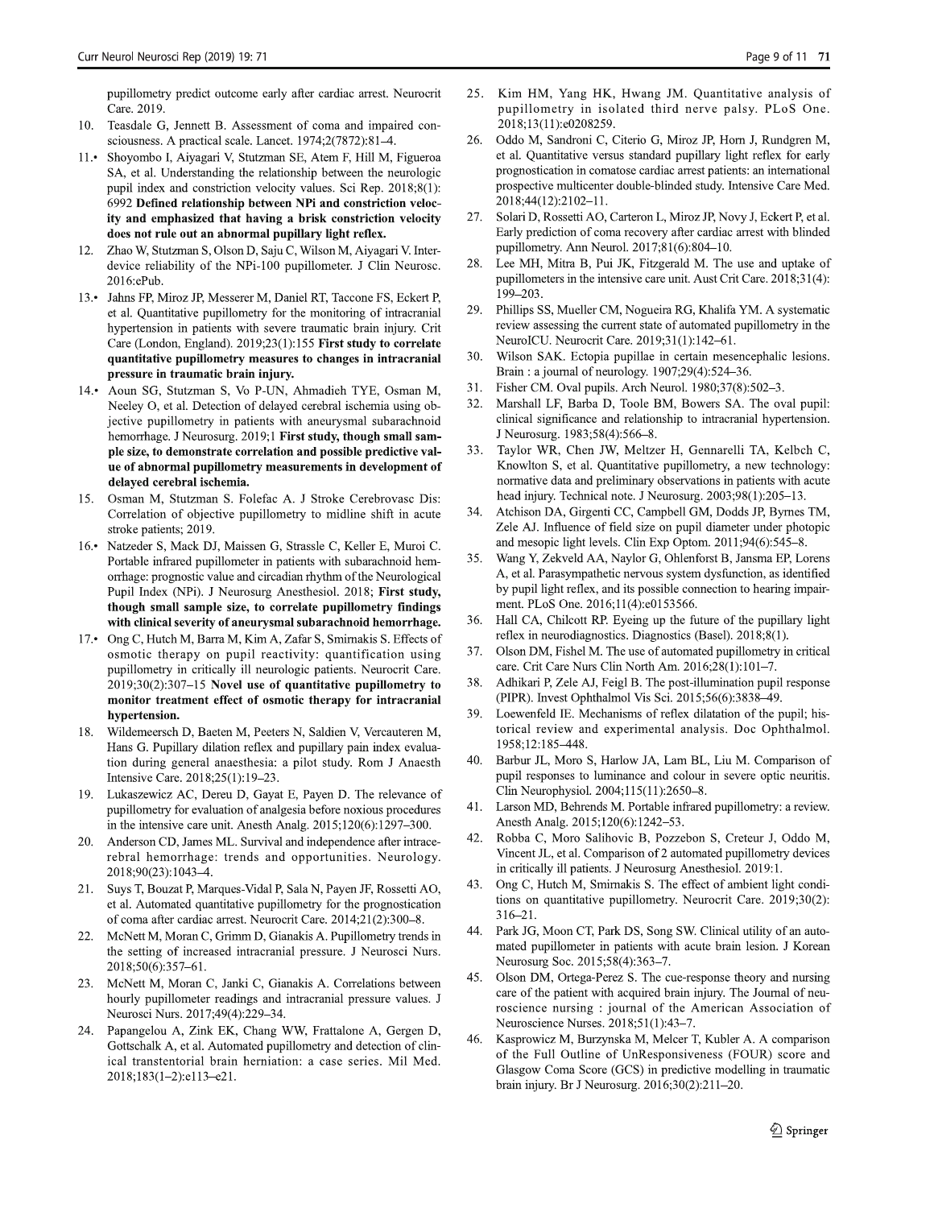pupillometry predict outcome early after cardiac arrest. Neurocrit Care. 2019.

10. Teasdale G, Jennett B. Assessment of coma and impaired consciousness. A practical scale. Lancet. 1974;2(7872):81–4.
11.• Shoyombo I, Aiyagari V, Stutzman SE, Atem F, Hill M, Figueroa SA, et al. Understanding the relationship between the neurologic pupil index and constriction velocity values. Sci Rep. 2018;8(1):6992 **Defined relationship between NPi and constriction velocity and emphasized that having a brisk constriction velocity does not rule out an abnormal pupillary light reflex.**
12. Zhao W, Stutzman S, Olson D, Saju C, Wilson M, Aiyagari V. Inter-device reliability of the NPi-100 pupillometer. J Clin Neurosc. 2016:ePub.
13.• Jahns FP, Miroz JP, Messerer M, Daniel RT, Taccone FS, Eckert P, et al. Quantitative pupillometry for the monitoring of intracranial hypertension in patients with severe traumatic brain injury. Crit Care (London, England). 2019;23(1):155 **First study to correlate quantitative pupillometry measures to changes in intracranial pressure in traumatic brain injury.**
14.• Aoun SG, Stutzman S, Vo P-UN, Ahmadieh TYE, Osman M, Neeley O, et al. Detection of delayed cerebral ischemia using objective pupillometry in patients with aneurysmal subarachnoid hemorrhage. J Neurosurg. 2019;1 **First study, though small sample size, to demonstrate correlation and possible predictive value of abnormal pupillometry measurements in development of delayed cerebral ischemia.**
15. Osman M, Stutzman S. Folefac A. J Stroke Cerebrovasc Dis: Correlation of objective pupillometry to midline shift in acute stroke patients; 2019.
16.• Natzeder S, Mack DJ, Maissen G, Strassle C, Keller E, Muroi C. Portable infrared pupillometer in patients with subarachnoid hemorrhage: prognostic value and circadian rhythm of the Neurological Pupil Index (NPi). J Neurosurg Anesthesiol. 2018; **First study, though small sample size, to correlate pupillometry findings with clinical severity of aneurysmal subarachnoid hemorrhage.**
17.• Ong C, Hutch M, Barra M, Kim A, Zafar S, Smirnakis S. Effects of osmotic therapy on pupil reactivity: quantification using pupillometry in critically ill neurologic patients. Neurocrit Care. 2019;30(2):307–15 **Novel use of quantitative pupillometry to monitor treatment effect of osmotic therapy for intracranial hypertension.**
18. Wildemeersch D, Baeten M, Peeters N, Saldien V, Vercauteren M, Hans G. Pupillary dilation reflex and pupillary pain index evaluation during general anaesthesia: a pilot study. Rom J Anaesth Intensive Care. 2018;25(1):19–23.
19. Lukaszewicz AC, Dereu D, Gayat E, Payen D. The relevance of pupillometry for evaluation of analgesia before noxious procedures in the intensive care unit. Anesth Analg. 2015;120(6):1297–300.
20. Anderson CD, James ML. Survival and independence after intracerebral hemorrhage: trends and opportunities. Neurology. 2018;90(23):1043–4.
21. Suys T, Bouzat P, Marques-Vidal P, Sala N, Payen JF, Rossetti AO, et al. Automated quantitative pupillometry for the prognostication of coma after cardiac arrest. Neurocrit Care. 2014;21(2):300–8.
22. McNett M, Moran C, Grimm D, Gianakis A. Pupillometry trends in the setting of increased intracranial pressure. J Neurosci Nurs. 2018;50(6):357–61.
23. McNett M, Moran C, Janki C, Gianakis A. Correlations between hourly pupillometer readings and intracranial pressure values. J Neurosci Nurs. 2017;49(4):229–34.
24. Papangelou A, Zink EK, Chang WW, Frattalone A, Gergen D, Gottschalk A, et al. Automated pupillometry and detection of clinical transtentorial brain herniation: a case series. Mil Med. 2018;183(1–2):e113–e21.
25. Kim HM, Yang HK, Hwang JM. Quantitative analysis of pupillometry in isolated third nerve palsy. PLoS One. 2018;13(11):e0208259.
26. Oddo M, Sandroni C, Citerio G, Miroz JP, Horn J, Rundgren M, et al. Quantitative versus standard pupillary light reflex for early prognostication in comatose cardiac arrest patients: an international prospective multicenter double-blinded study. Intensive Care Med. 2018;44(12):2102–11.
27. Solari D, Rossetti AO, Carteron L, Miroz JP, Novy J, Eckert P, et al. Early prediction of coma recovery after cardiac arrest with blinded pupillometry. Ann Neurol. 2017;81(6):804–10.
28. Lee MH, Mitra B, Pui JK, Fitzgerald M. The use and uptake of pupillometers in the intensive care unit. Aust Crit Care. 2018;31(4):199–203.
29. Phillips SS, Mueller CM, Nogueira RG, Khalifa YM. A systematic review assessing the current state of automated pupillometry in the NeuroICU. Neurocrit Care. 2019;31(1):142–61.
30. Wilson SAK. Ectopia pupillae in certain mesencephalic lesions. Brain : a journal of neurology. 1907;29(4):524–36.
31. Fisher CM. Oval pupils. Arch Neurol. 1980;37(8):502–3.
32. Marshall LF, Barba D, Toole BM, Bowers SA. The oval pupil: clinical significance and relationship to intracranial hypertension. J Neurosurg. 1983;58(4):566–8.
33. Taylor WR, Chen JW, Meltzer H, Gennarelli TA, Kelbch C, Knowlton S, et al. Quantitative pupillometry, a new technology: normative data and preliminary observations in patients with acute head injury. Technical note. J Neurosurg. 2003;98(1):205–13.
34. Atchison DA, Girgenti CC, Campbell GM, Dodds JP, Byrnes TM, Zele AJ. Influence of field size on pupil diameter under photopic and mesopic light levels. Clin Exp Optom. 2011;94(6):545–8.
35. Wang Y, Zekveld AA, Naylor G, Ohlenforst B, Jansma EP, Lorens A, et al. Parasympathetic nervous system dysfunction, as identified by pupil light reflex, and its possible connection to hearing impairment. PLoS One. 2016;11(4):e0153566.
36. Hall CA, Chilcott RP. Eyeing up the future of the pupillary light reflex in neurodiagnostics. Diagnostics (Basel). 2018;8(1).
37. Olson DM, Fishel M. The use of automated pupillometry in critical care. Crit Care Nurs Clin North Am. 2016;28(1):101–7.
38. Adhikari P, Zele AJ, Feigl B. The post-illumination pupil response (PIPR). Invest Ophthalmol Vis Sci. 2015;56(6):3838–49.
39. Loewenfeld IE. Mechanisms of reflex dilatation of the pupil; historical review and experimental analysis. Doc Ophthalmol. 1958;12:185–448.
40. Barbur JL, Moro S, Harlow JA, Lam BL, Liu M. Comparison of pupil responses to luminance and colour in severe optic neuritis. Clin Neurophysiol. 2004;115(11):2650–8.
41. Larson MD, Behrends M. Portable infrared pupillometry: a review. Anesth Analg. 2015;120(6):1242–53.
42. Robba C, Moro Salihovic B, Pozzebon S, Creteur J, Oddo M, Vincent JL, et al. Comparison of 2 automated pupillometry devices in critically ill patients. J Neurosurg Anesthesiol. 2019:1.
43. Ong C, Hutch M, Smirnakis S. The effect of ambient light conditions on quantitative pupillometry. Neurocrit Care. 2019;30(2):316–21.
44. Park JG, Moon CT, Park DS, Song SW. Clinical utility of an automated pupillometer in patients with acute brain lesion. J Korean Neurosurg Soc. 2015;58(4):363–7.
45. Olson DM, Ortega-Perez S. The cue-response theory and nursing care of the patient with acquired brain injury. The Journal of neuroscience nursing : journal of the American Association of Neuroscience Nurses. 2018;51(1):43–7.
46. Kasprowicz M, Burzynska M, Melcer T, Kubler A. A comparison of the Full Outline of UnResponsiveness (FOUR) score and Glasgow Coma Score (GCS) in predictive modelling in traumatic brain injury. Br J Neurosurg. 2016;30(2):211–20.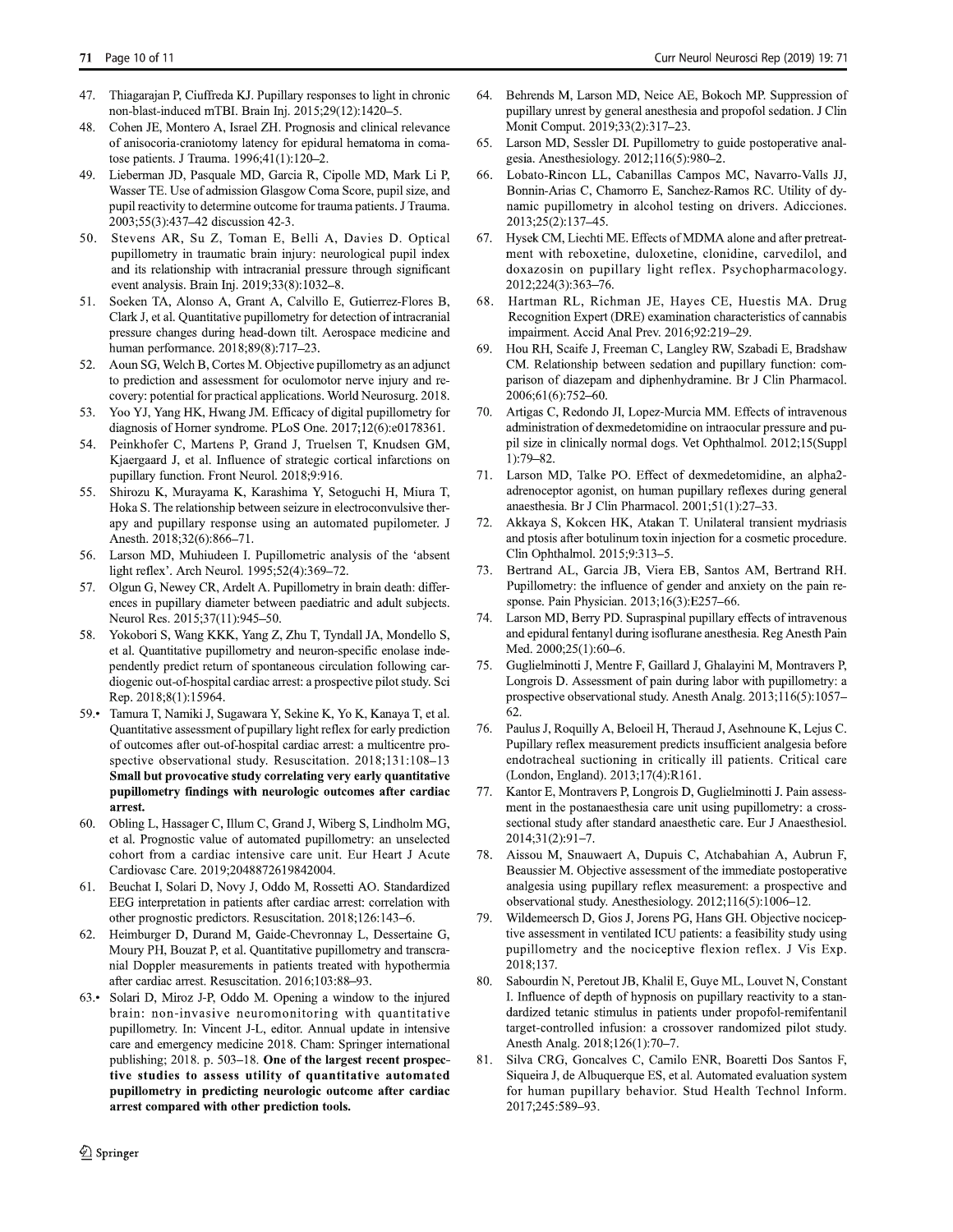47. Thiagarajan P, Ciuffreda KJ. Pupillary responses to light in chronic non-blast-induced mTBI. Brain Inj. 2015;29(12):1420–5.
48. Cohen JE, Montero A, Israel ZH. Prognosis and clinical relevance of anisocoria-craniotomy latency for epidural hematoma in comatose patients. J Trauma. 1996;41(1):120–2.
49. Lieberman JD, Pasquale MD, Garcia R, Cipolle MD, Mark Li P, Wasser TE. Use of admission Glasgow Coma Score, pupil size, and pupil reactivity to determine outcome for trauma patients. J Trauma. 2003;55(3):437–42 discussion 42-3.
50. Stevens AR, Su Z, Toman E, Belli A, Davies D. Optical pupillometry in traumatic brain injury: neurological pupil index and its relationship with intracranial pressure through significant event analysis. Brain Inj. 2019;33(8):1032–8.
51. Soeken TA, Alonso A, Grant A, Calvillo E, Gutierrez-Flores B, Clark J, et al. Quantitative pupillometry for detection of intracranial pressure changes during head-down tilt. Aerospace medicine and human performance. 2018;89(8):717–23.
52. Aoun SG, Welch B, Cortes M. Objective pupillometry as an adjunct to prediction and assessment for oculomotor nerve injury and recovery: potential for practical applications. World Neurosurg. 2018.
53. Yoo YJ, Yang HK, Hwang JM. Efficacy of digital pupillometry for diagnosis of Horner syndrome. PLoS One. 2017;12(6):e0178361.
54. Peinkhofer C, Martens P, Grand J, Truelsen T, Knudsen GM, Kjaergaard J, et al. Influence of strategic cortical infarctions on pupillary function. Front Neurol. 2018;9:916.
55. Shirozu K, Murayama K, Karashima Y, Setoguchi H, Miura T, Hoka S. The relationship between seizure in electroconvulsive therapy and pupillary response using an automated pupilometer. J Anesth. 2018;32(6):866–71.
56. Larson MD, Muhiudeen I. Pupillometric analysis of the 'absent light reflex'. Arch Neurol. 1995;52(4):369–72.
57. Olgun G, Newey CR, Ardelt A. Pupillometry in brain death: differences in pupillary diameter between paediatric and adult subjects. Neurol Res. 2015;37(11):945–50.
58. Yokobori S, Wang KKK, Yang Z, Zhu T, Tyndall JA, Mondello S, et al. Quantitative pupillometry and neuron-specific enolase independently predict return of spontaneous circulation following cardiogenic out-of-hospital cardiac arrest: a prospective pilot study. Sci Rep. 2018;8(1):15964.
59.• Tamura T, Namiki J, Sugawara Y, Sekine K, Yo K, Kanaya T, et al. Quantitative assessment of pupillary light reflex for early prediction of outcomes after out-of-hospital cardiac arrest: a multicentre prospective observational study. Resuscitation. 2018;131:108–13 **Small but provocative study correlating very early quantitative pupillometry findings with neurologic outcomes after cardiac arrest.**
60. Obling L, Hassager C, Illum C, Grand J, Wiberg S, Lindholm MG, et al. Prognostic value of automated pupillometry: an unselected cohort from a cardiac intensive care unit. Eur Heart J Acute Cardiovasc Care. 2019;2048872619842004.
61. Beuchat I, Solari D, Novy J, Oddo M, Rossetti AO. Standardized EEG interpretation in patients after cardiac arrest: correlation with other prognostic predictors. Resuscitation. 2018;126:143–6.
62. Heimburger D, Durand M, Gaide-Chevronnay L, Dessertaine G, Moury PH, Bouzat P, et al. Quantitative pupillometry and transcranial Doppler measurements in patients treated with hypothermia after cardiac arrest. Resuscitation. 2016;103:88–93.
63.• Solari D, Miroz J-P, Oddo M. Opening a window to the injured brain: non-invasive neuromonitoring with quantitative pupillometry. In: Vincent J-L, editor. Annual update in intensive care and emergency medicine 2018. Cham: Springer international publishing; 2018. p. 503–18. **One of the largest recent prospective studies to assess utility of quantitative automated pupillometry in predicting neurologic outcome after cardiac arrest compared with other prediction tools.**
64. Behrends M, Larson MD, Neice AE, Bokoch MP. Suppression of pupillary unrest by general anesthesia and propofol sedation. J Clin Monit Comput. 2019;33(2):317–23.
65. Larson MD, Sessler DI. Pupillometry to guide postoperative analgesia. Anesthesiology. 2012;116(5):980–2.
66. Lobato-Rincon LL, Cabanillas Campos MC, Navarro-Valls JJ, Bonnin-Arias C, Chamorro E, Sanchez-Ramos RC. Utility of dynamic pupillometry in alcohol testing on drivers. Adicciones. 2013;25(2):137–45.
67. Hysek CM, Liechti ME. Effects of MDMA alone and after pretreatment with reboxetine, duloxetine, clonidine, carvedilol, and doxazosin on pupillary light reflex. Psychopharmacology. 2012;224(3):363–76.
68. Hartman RL, Richman JE, Hayes CE, Huestis MA. Drug Recognition Expert (DRE) examination characteristics of cannabis impairment. Accid Anal Prev. 2016;92:219–29.
69. Hou RH, Scaife J, Freeman C, Langley RW, Szabadi E, Bradshaw CM. Relationship between sedation and pupillary function: comparison of diazepam and diphenhydramine. Br J Clin Pharmacol. 2006;61(6):752–60.
70. Artigas C, Redondo JI, Lopez-Murcia MM. Effects of intravenous administration of dexmedetomidine on intraocular pressure and pupil size in clinically normal dogs. Vet Ophthalmol. 2012;15(Suppl 1):79–82.
71. Larson MD, Talke PO. Effect of dexmedetomidine, an alpha2-adrenoceptor agonist, on human pupillary reflexes during general anaesthesia. Br J Clin Pharmacol. 2001;51(1):27–33.
72. Akkaya S, Kokcen HK, Atakan T. Unilateral transient mydriasis and ptosis after botulinum toxin injection for a cosmetic procedure. Clin Ophthalmol. 2015;9:313–5.
73. Bertrand AL, Garcia JB, Viera EB, Santos AM, Bertrand RH. Pupillometry: the influence of gender and anxiety on the pain response. Pain Physician. 2013;16(3):E257–66.
74. Larson MD, Berry PD. Supraspinal pupillary effects of intravenous and epidural fentanyl during isoflurane anesthesia. Reg Anesth Pain Med. 2000;25(1):60–6.
75. Guglielminotti J, Mentre F, Gaillard J, Ghalayini M, Montravers P, Longrois D. Assessment of pain during labor with pupillometry: a prospective observational study. Anesth Analg. 2013;116(5):1057–62.
76. Paulus J, Roquilly A, Beloeil H, Theraud J, Asehnoune K, Lejus C. Pupillary reflex measurement predicts insufficient analgesia before endotracheal suctioning in critically ill patients. Critical care (London, England). 2013;17(4):R161.
77. Kantor E, Montravers P, Longrois D, Guglielminotti J. Pain assessment in the postanaesthesia care unit using pupillometry: a cross-sectional study after standard anaesthetic care. Eur J Anaesthesiol. 2014;31(2):91–7.
78. Aissou M, Snauwaert A, Dupuis C, Atchabahian A, Aubrun F, Beaussier M. Objective assessment of the immediate postoperative analgesia using pupillary reflex measurement: a prospective and observational study. Anesthesiology. 2012;116(5):1006–12.
79. Wildemeersch D, Gios J, Jorens PG, Hans GH. Objective nociceptive assessment in ventilated ICU patients: a feasibility study using pupillometry and the nociceptive flexion reflex. J Vis Exp. 2018;137.
80. Sabourdin N, Peretout JB, Khalil E, Guye ML, Louvet N, Constant I. Influence of depth of hypnosis on pupillary reactivity to a standardized tetanic stimulus in patients under propofol-remifentanil target-controlled infusion: a crossover randomized pilot study. Anesth Analg. 2018;126(1):70–7.
81. Silva CRG, Goncalves C, Camilo ENR, Boaretti Dos Santos F, Siqueira J, de Albuquerque ES, et al. Automated evaluation system for human pupillary behavior. Stud Health Technol Inform. 2017;245:589–93.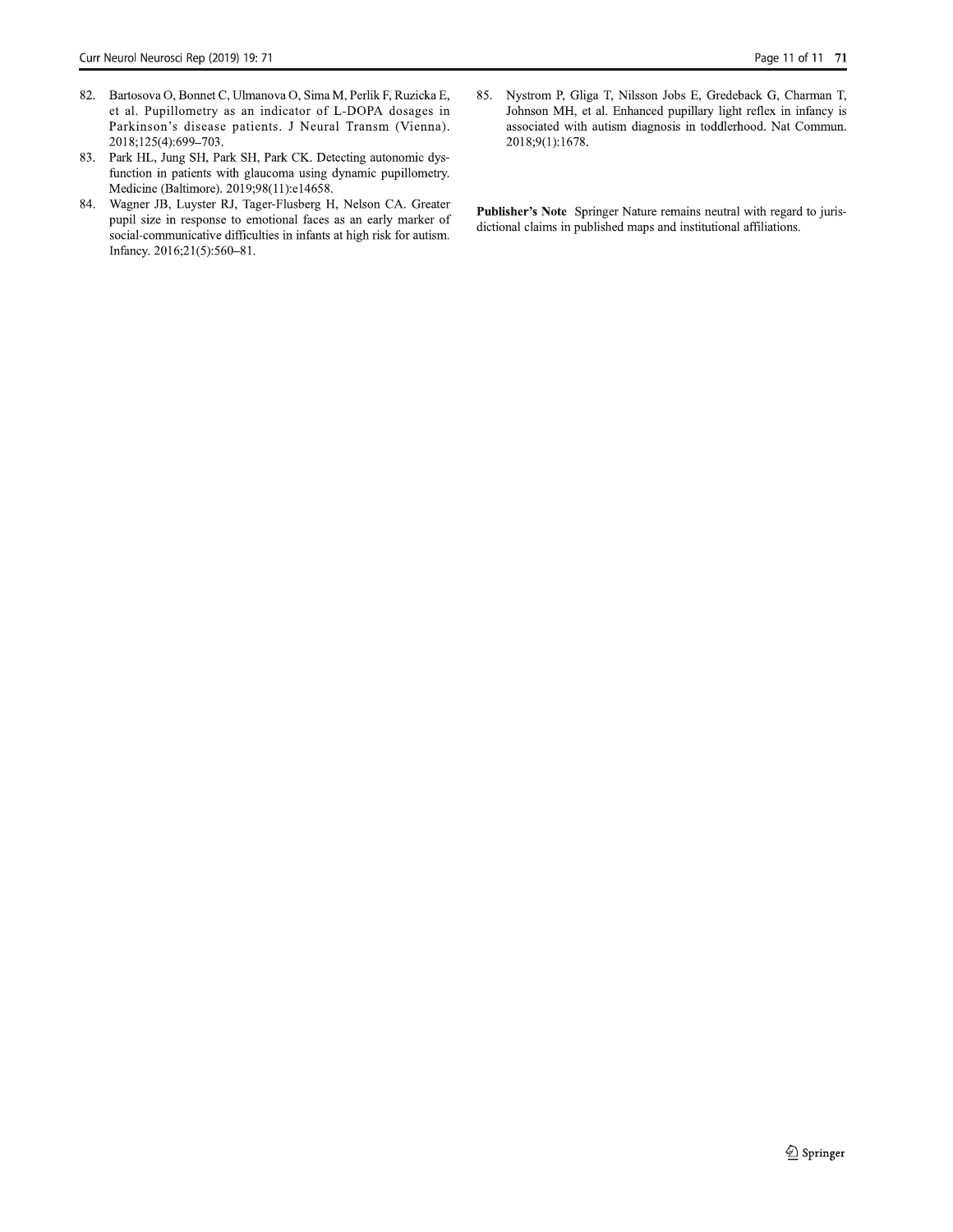82. Bartosova O, Bonnet C, Ulmanova O, Sima M, Perlik F, Ruzicka E, et al. Pupillometry as an indicator of L-DOPA dosages in Parkinson's disease patients. J Neural Transm (Vienna). 2018;125(4):699–703.
83. Park HL, Jung SH, Park SH, Park CK. Detecting autonomic dysfunction in patients with glaucoma using dynamic pupillometry. Medicine (Baltimore). 2019;98(11):e14658.
84. Wagner JB, Luyster RJ, Tager-Flusberg H, Nelson CA. Greater pupil size in response to emotional faces as an early marker of social-communicative difficulties in infants at high risk for autism. Infancy. 2016;21(5):560–81.
85. Nystrom P, Gliga T, Nilsson Jobs E, Gredeback G, Charman T, Johnson MH, et al. Enhanced pupillary light reflex in infancy is associated with autism diagnosis in toddlerhood. Nat Commun. 2018;9(1):1678.

**Publisher's Note** Springer Nature remains neutral with regard to jurisdictional claims in published maps and institutional affiliations.